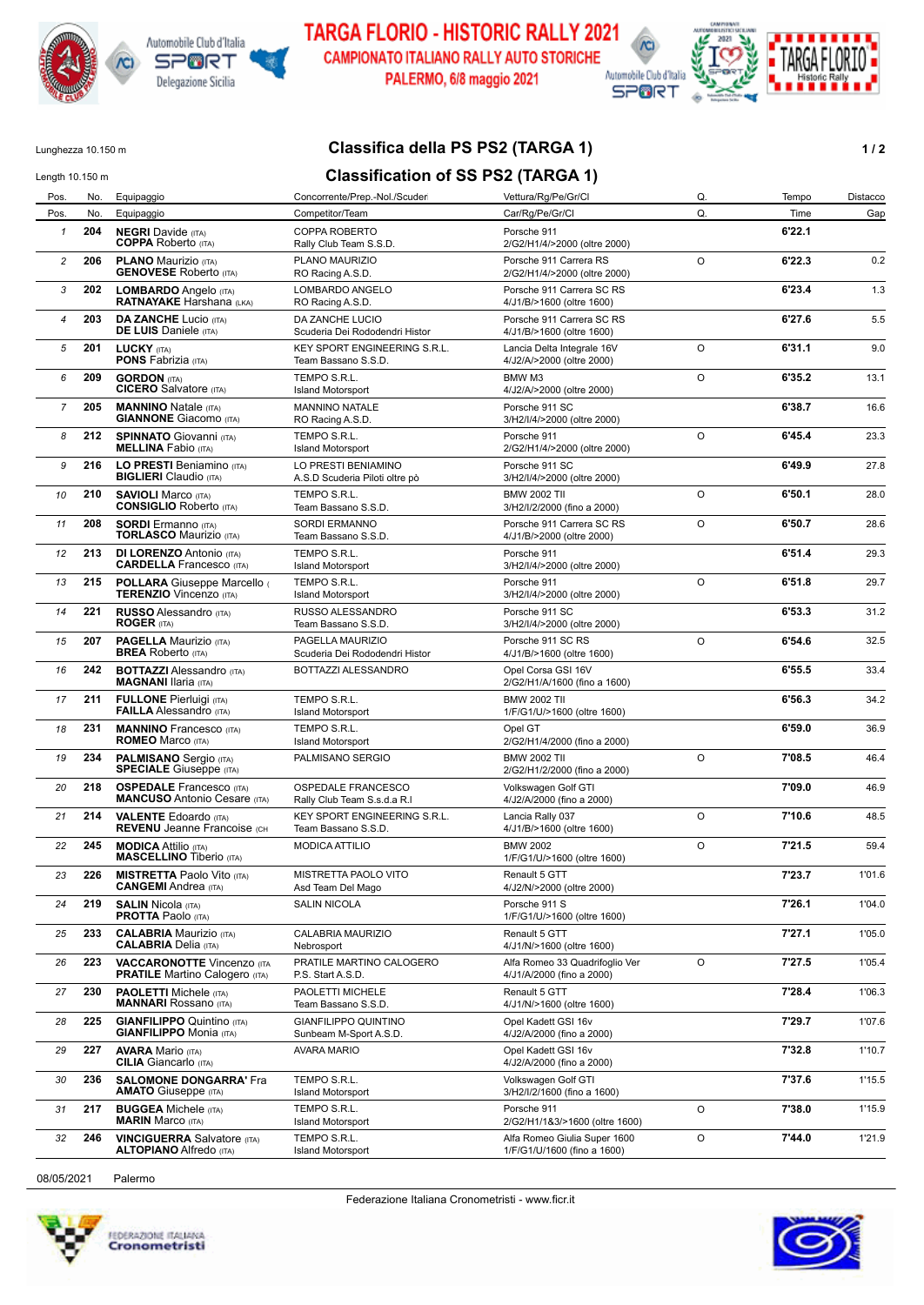# TARGA FLORIO - HISTORIC RALLY 2021

## CAMPIONATO ITALIANO RALLY AUTO STORICHE

## PALERMO, 6/8 maggio 2021

Lunghezza 10.150 m

Length 10.150 m

## Classifica della PS PS2 (TARGA 1)

## Classification of SS PS2 (TARGA 1)

| Pos. | No. | Equipaggio | Concorrente/Prep.-Nol./Scuder | Vettura/Rg/Pe/Gr/Cl | Q. | Tempo | Distacco |
|---|---|---|---|---|---|---|---|
| Pos. | No. | Equipaggio | Competitor/Team | Car/Rg/Pe/Gr/Cl | Q. | Time | Gap |
| 1 | 204 | **NEGRI** Davide (ITA)<br>**COPPA** Roberto (ITA) | COPPA ROBERTO<br>Rally Club Team S.S.D. | Porsche 911<br>2/G2/H1/4/>2000 (oltre 2000) | | **6'22.1** | |
| 2 | 206 | **PLANO** Maurizio (ITA)<br>**GENOVESE** Roberto (ITA) | PLANO MAURIZIO<br>RO Racing A.S.D. | Porsche 911 Carrera RS<br>2/G2/H1/4/>2000 (oltre 2000) | O | **6'22.3** | 0.2 |
| 3 | 202 | **LOMBARDO** Angelo (ITA)<br>**RATNAYAKE** Harshana (LKA) | LOMBARDO ANGELO<br>RO Racing A.S.D. | Porsche 911 Carrera SC RS<br>4/J1/B/>1600 (oltre 1600) | | **6'23.4** | 1.3 |
| 4 | 203 | **DA ZANCHE** Lucio (ITA)<br>**DE LUIS** Daniele (ITA) | DA ZANCHE LUCIO<br>Scuderia Dei Rododendri Histor | Porsche 911 Carrera SC RS<br>4/J1/B/>1600 (oltre 1600) | | **6'27.6** | 5.5 |
| 5 | 201 | **LUCKY** (ITA)<br>**PONS** Fabrizia (ITA) | KEY SPORT ENGINEERING S.R.L.<br>Team Bassano S.S.D. | Lancia Delta Integrale 16V<br>4/J2/A/>2000 (oltre 2000) | O | **6'31.1** | 9.0 |
| 6 | 209 | **GORDON** (ITA)<br>**CICERO** Salvatore (ITA) | TEMPO S.R.L.<br>Island Motorsport | BMW M3<br>4/J2/A/>2000 (oltre 2000) | O | **6'35.2** | 13.1 |
| 7 | 205 | **MANNINO** Natale (ITA)<br>**GIANNONE** Giacomo (ITA) | MANNINO NATALE<br>RO Racing A.S.D. | Porsche 911 SC<br>3/H2/I/4/>2000 (oltre 2000) | | **6'38.7** | 16.6 |
| 8 | 212 | **SPINNATO** Giovanni (ITA)<br>**MELLINA** Fabio (ITA) | TEMPO S.R.L.<br>Island Motorsport | Porsche 911<br>2/G2/H1/4/>2000 (oltre 2000) | O | **6'45.4** | 23.3 |
| 9 | 216 | **LO PRESTI** Beniamino (ITA)<br>**BIGLIERI** Claudio (ITA) | LO PRESTI BENIAMINO<br>A.S.D Scuderia Piloti oltre pò | Porsche 911 SC<br>3/H2/I/4/>2000 (oltre 2000) | | **6'49.9** | 27.8 |
| 10 | 210 | **SAVIOLI** Marco (ITA)<br>**CONSIGLIO** Roberto (ITA) | TEMPO S.R.L.<br>Team Bassano S.S.D. | BMW 2002 TII<br>3/H2/I/2/2000 (fino a 2000) | O | **6'50.1** | 28.0 |
| 11 | 208 | **SORDI** Ermanno (ITA)<br>**TORLASCO** Maurizio (ITA) | SORDI ERMANNO<br>Team Bassano S.S.D. | Porsche 911 Carrera SC RS<br>4/J1/B/>2000 (oltre 2000) | O | **6'50.7** | 28.6 |
| 12 | 213 | **DI LORENZO** Antonio (ITA)<br>**CARDELLA** Francesco (ITA) | TEMPO S.R.L.<br>Island Motorsport | Porsche 911<br>3/H2/I/4/>2000 (oltre 2000) | | **6'51.4** | 29.3 |
| 13 | 215 | **POLLARA** Giuseppe Marcello (<br>**TERENZIO** Vincenzo (ITA) | TEMPO S.R.L.<br>Island Motorsport | Porsche 911<br>3/H2/I/4/>2000 (oltre 2000) | O | **6'51.8** | 29.7 |
| 14 | 221 | **RUSSO** Alessandro (ITA)<br>**ROGER** (ITA) | RUSSO ALESSANDRO<br>Team Bassano S.S.D. | Porsche 911 SC<br>3/H2/I/4/>2000 (oltre 2000) | | **6'53.3** | 31.2 |
| 15 | 207 | **PAGELLA** Maurizio (ITA)<br>**BREA** Roberto (ITA) | PAGELLA MAURIZIO<br>Scuderia Dei Rododendri Histor | Porsche 911 SC RS<br>4/J1/B/>1600 (oltre 1600) | O | **6'54.6** | 32.5 |
| 16 | 242 | **BOTTAZZI** Alessandro (ITA)<br>**MAGNANI** Ilaria (ITA) | BOTTAZZI ALESSANDRO | Opel Corsa GSI 16V<br>2/G2/H1/A/1600 (fino a 1600) | | **6'55.5** | 33.4 |
| 17 | 211 | **FULLONE** Pierluigi (ITA)<br>**FAILLA** Alessandro (ITA) | TEMPO S.R.L.<br>Island Motorsport | BMW 2002 TII<br>1/F/G1/U/>1600 (oltre 1600) | | **6'56.3** | 34.2 |
| 18 | 231 | **MANNINO** Francesco (ITA)<br>**ROMEO** Marco (ITA) | TEMPO S.R.L.<br>Island Motorsport | Opel GT<br>2/G2/H1/4/2000 (fino a 2000) | | **6'59.0** | 36.9 |
| 19 | 234 | **PALMISANO** Sergio (ITA)<br>**SPECIALE** Giuseppe (ITA) | PALMISANO SERGIO | BMW 2002 TII<br>2/G2/H1/2/2000 (fino a 2000) | O | **7'08.5** | 46.4 |
| 20 | 218 | **OSPEDALE** Francesco (ITA)<br>**MANCUSO** Antonio Cesare (ITA) | OSPEDALE FRANCESCO<br>Rally Club Team S.s.d.a R.l | Volkswagen Golf GTI<br>4/J2/A/2000 (fino a 2000) | | **7'09.0** | 46.9 |
| 21 | 214 | **VALENTE** Edoardo (ITA)<br>**REVENU** Jeanne Francoise (CH | KEY SPORT ENGINEERING S.R.L.<br>Team Bassano S.S.D. | Lancia Rally 037<br>4/J1/B/>1600 (oltre 1600) | O | **7'10.6** | 48.5 |
| 22 | 245 | **MODICA** Attilio (ITA)<br>**MASCELLINO** Tiberio (ITA) | MODICA ATTILIO | BMW 2002<br>1/F/G1/U/>1600 (oltre 1600) | O | **7'21.5** | 59.4 |
| 23 | 226 | **MISTRETTA** Paolo Vito (ITA)<br>**CANGEMI** Andrea (ITA) | MISTRETTA PAOLO VITO<br>Asd Team Del Mago | Renault 5 GTT<br>4/J2/N/>2000 (oltre 2000) | | **7'23.7** | 1'01.6 |
| 24 | 219 | **SALIN** Nicola (ITA)<br>**PROTTA** Paolo (ITA) | SALIN NICOLA | Porsche 911 S<br>1/F/G1/U/>1600 (oltre 1600) | | **7'26.1** | 1'04.0 |
| 25 | 233 | **CALABRIA** Maurizio (ITA)<br>**CALABRIA** Delia (ITA) | CALABRIA MAURIZIO<br>Nebrosport | Renault 5 GTT<br>4/J1/N/>1600 (oltre 1600) | | **7'27.1** | 1'05.0 |
| 26 | 223 | **VACCARONOTTE** Vincenzo (ITA<br>**PRATILE** Martino Calogero (ITA) | PRATILE MARTINO CALOGERO<br>P.S. Start A.S.D. | Alfa Romeo 33 Quadrifoglio Ver<br>4/J1/A/2000 (fino a 2000) | O | **7'27.5** | 1'05.4 |
| 27 | 230 | **PAOLETTI** Michele (ITA)<br>**MANNARI** Rossano (ITA) | PAOLETTI MICHELE<br>Team Bassano S.S.D. | Renault 5 GTT<br>4/J1/N/>1600 (oltre 1600) | | **7'28.4** | 1'06.3 |
| 28 | 225 | **GIANFILIPPO** Quintino (ITA)<br>**GIANFILIPPO** Monia (ITA) | GIANFILIPPO QUINTINO<br>Sunbeam M-Sport A.S.D. | Opel Kadett GSI 16v<br>4/J2/A/2000 (fino a 2000) | | **7'29.7** | 1'07.6 |
| 29 | 227 | **AVARA** Mario (ITA)<br>**CILIA** Giancarlo (ITA) | AVARA MARIO | Opel Kadett GSI 16v<br>4/J2/A/2000 (fino a 2000) | | **7'32.8** | 1'10.7 |
| 30 | 236 | **SALOMONE DONGARRA'** Fra<br>**AMATO** Giuseppe (ITA) | TEMPO S.R.L.<br>Island Motorsport | Volkswagen Golf GTI<br>3/H2/I/2/1600 (fino a 1600) | | **7'37.6** | 1'15.5 |
| 31 | 217 | **BUGGEA** Michele (ITA)<br>**MARIN** Marco (ITA) | TEMPO S.R.L.<br>Island Motorsport | Porsche 911<br>2/G2/H1/1&3/>1600 (oltre 1600) | O | **7'38.0** | 1'15.9 |
| 32 | 246 | **VINCIGUERRA** Salvatore (ITA)<br>**ALTOPIANO** Alfredo (ITA) | TEMPO S.R.L.<br>Island Motorsport | Alfa Romeo Giulia Super 1600<br>1/F/G1/U/1600 (fino a 1600) | O | **7'44.0** | 1'21.9 |

08/05/2021 Palermo

Federazione Italiana Cronometristi - www.ficr.it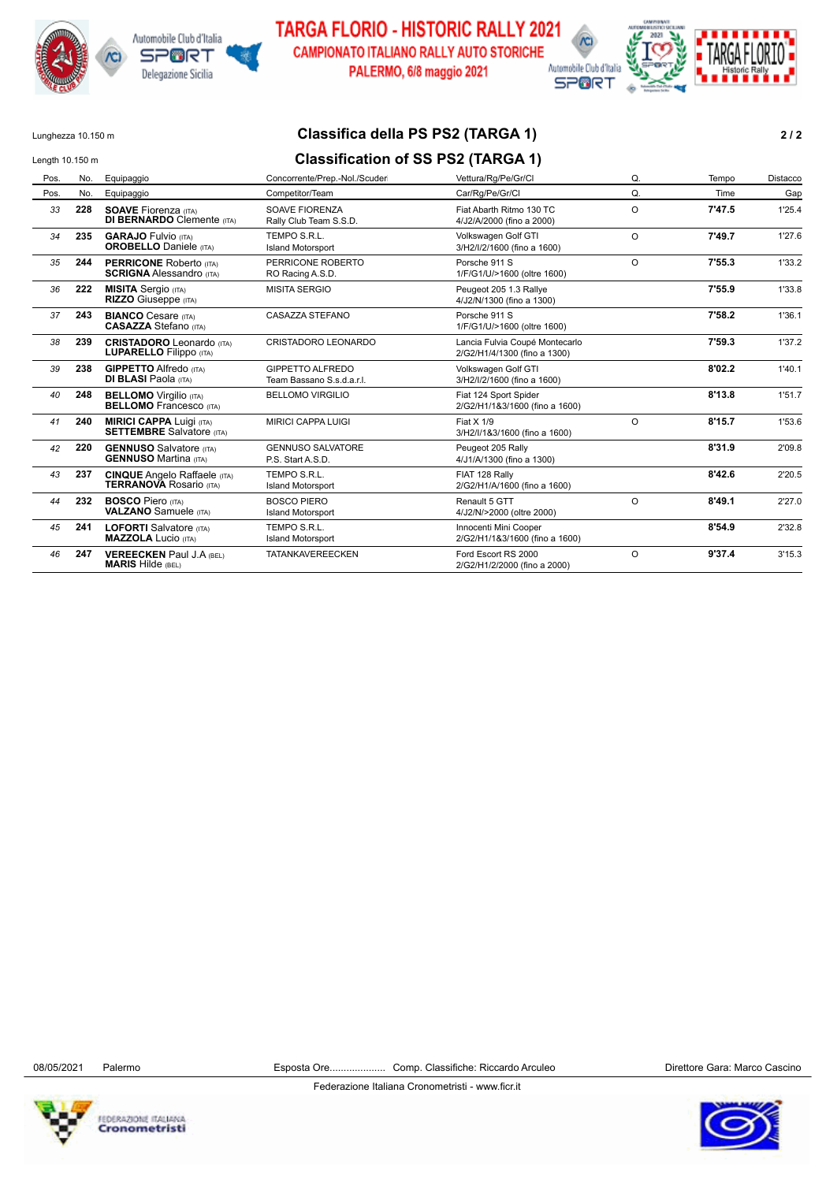# TARGA FLORIO - HISTORIC RALLY 2021

CAMPIONATO ITALIANO RALLY AUTO STORICHE

PALERMO, 6/8 maggio 2021

Lunghezza 10.150 m

Length 10.150 m

## Classifica della PS PS2 (TARGA 1)

## Classification of SS PS2 (TARGA 1)

| Pos. / Pos. | No. / No. | Equipaggio / Equipaggio | Concorrente/Prep.-Nol./Scuderia / Competitor/Team | Vettura/Rg/Pe/Gr/Cl / Car/Rg/Pe/Gr/Cl | Q. / Q. | Tempo / Time | Distacco / Gap |
|---|---|---|---|---|---|---|---|
| 33 | 228 | **SOAVE** Fiorenza (ITA)<br>**DI BERNARDO** Clemente (ITA) | SOAVE FIORENZA<br>Rally Club Team S.S.D. | Fiat Abarth Ritmo 130 TC<br>4/J2/A/2000 (fino a 2000) | O | **7'47.5** | 1'25.4 |
| 34 | 235 | **GARAJO** Fulvio (ITA)<br>**OROBELLO** Daniele (ITA) | TEMPO S.R.L.<br>Island Motorsport | Volkswagen Golf GTI<br>3/H2/I/2/1600 (fino a 1600) | O | **7'49.7** | 1'27.6 |
| 35 | 244 | **PERRICONE** Roberto (ITA)<br>**SCRIGNA** Alessandro (ITA) | PERRICONE ROBERTO<br>RO Racing A.S.D. | Porsche 911 S<br>1/F/G1/U/>1600 (oltre 1600) | O | **7'55.3** | 1'33.2 |
| 36 | 222 | **MISITA** Sergio (ITA)<br>**RIZZO** Giuseppe (ITA) | MISITA SERGIO | Peugeot 205 1.3 Rallye<br>4/J2/N/1300 (fino a 1300) | | **7'55.9** | 1'33.8 |
| 37 | 243 | **BIANCO** Cesare (ITA)<br>**CASAZZA** Stefano (ITA) | CASAZZA STEFANO | Porsche 911 S<br>1/F/G1/U/>1600 (oltre 1600) | | **7'58.2** | 1'36.1 |
| 38 | 239 | **CRISTADORO** Leonardo (ITA)<br>**LUPARELLO** Filippo (ITA) | CRISTADORO LEONARDO | Lancia Fulvia Coupé Montecarlo<br>2/G2/H1/4/1300 (fino a 1300) | | **7'59.3** | 1'37.2 |
| 39 | 238 | **GIPPETTO** Alfredo (ITA)<br>**DI BLASI** Paola (ITA) | GIPPETTO ALFREDO<br>Team Bassano S.s.d.a.r.l. | Volkswagen Golf GTI<br>3/H2/I/2/1600 (fino a 1600) | | **8'02.2** | 1'40.1 |
| 40 | 248 | **BELLOMO** Virgilio (ITA)<br>**BELLOMO** Francesco (ITA) | BELLOMO VIRGILIO | Fiat 124 Sport Spider<br>2/G2/H1/1&3/1600 (fino a 1600) | | **8'13.8** | 1'51.7 |
| 41 | 240 | **MIRICI CAPPA** Luigi (ITA)<br>**SETTEMBRE** Salvatore (ITA) | MIRICI CAPPA LUIGI | Fiat X 1/9<br>3/H2/I/1&3/1600 (fino a 1600) | O | **8'15.7** | 1'53.6 |
| 42 | 220 | **GENNUSO** Salvatore (ITA)<br>**GENNUSO** Martina (ITA) | GENNUSO SALVATORE<br>P.S. Start A.S.D. | Peugeot 205 Rally<br>4/J1/A/1300 (fino a 1300) | | **8'31.9** | 2'09.8 |
| 43 | 237 | **CINQUE** Angelo Raffaele (ITA)<br>**TERRANOVA** Rosario (ITA) | TEMPO S.R.L.<br>Island Motorsport | FIAT 128 Rally<br>2/G2/H1/A/1600 (fino a 1600) | | **8'42.6** | 2'20.5 |
| 44 | 232 | **BOSCO** Piero (ITA)<br>**VALZANO** Samuele (ITA) | BOSCO PIERO<br>Island Motorsport | Renault 5 GTT<br>4/J2/N/>2000 (oltre 2000) | O | **8'49.1** | 2'27.0 |
| 45 | 241 | **LOFORTI** Salvatore (ITA)<br>**MAZZOLA** Lucio (ITA) | TEMPO S.R.L.<br>Island Motorsport | Innocenti Mini Cooper<br>2/G2/H1/1&3/1600 (fino a 1600) | | **8'54.9** | 2'32.8 |
| 46 | 247 | **VEREECKEN** Paul J.A (BEL)<br>**MARIS** Hilde (BEL) | TATANKAVEREECKEN | Ford Escort RS 2000<br>2/G2/H1/2/2000 (fino a 2000) | O | **9'37.4** | 3'15.3 |

08/05/2021 Palermo Esposta Ore.................... Comp. Classifiche: Riccardo Arculeo Direttore Gara: Marco Cascino

Federazione Italiana Cronometristi - www.ficr.it